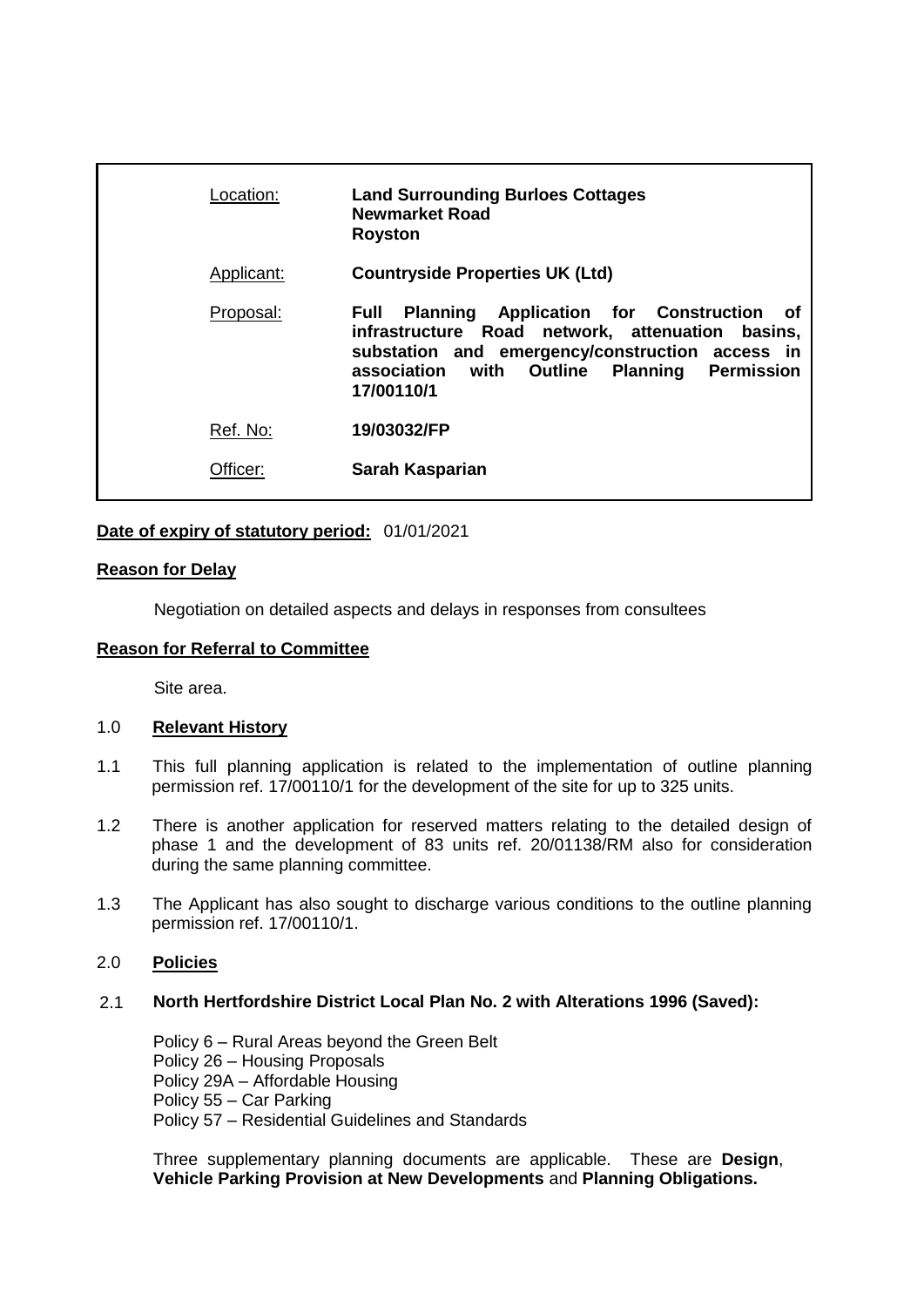| | |
|---|---|
| Location: | **Land Surrounding Burloes Cottages**<br>**Newmarket Road**<br>**Royston** |
| Applicant: | **Countryside Properties UK (Ltd)** |
| Proposal: | **Full Planning Application for Construction of infrastructure Road network, attenuation basins, substation and emergency/construction access in association with Outline Planning Permission 17/00110/1** |
| Ref. No: | **19/03032/FP** |
| Officer: | **Sarah Kasparian** |

**Date of expiry of statutory period:** 01/01/2021

**Reason for Delay**

Negotiation on detailed aspects and delays in responses from consultees

**Reason for Referral to Committee**

Site area.

## 1.0 Relevant History

1.1 This full planning application is related to the implementation of outline planning permission ref. 17/00110/1 for the development of the site for up to 325 units.

1.2 There is another application for reserved matters relating to the detailed design of phase 1 and the development of 83 units ref. 20/01138/RM also for consideration during the same planning committee.

1.3 The Applicant has also sought to discharge various conditions to the outline planning permission ref. 17/00110/1.

## 2.0 Policies

2.1 **North Hertfordshire District Local Plan No. 2 with Alterations 1996 (Saved):**

Policy 6 – Rural Areas beyond the Green Belt
Policy 26 – Housing Proposals
Policy 29A – Affordable Housing
Policy 55 – Car Parking
Policy 57 – Residential Guidelines and Standards

Three supplementary planning documents are applicable. These are **Design**, **Vehicle Parking Provision at New Developments** and **Planning Obligations.**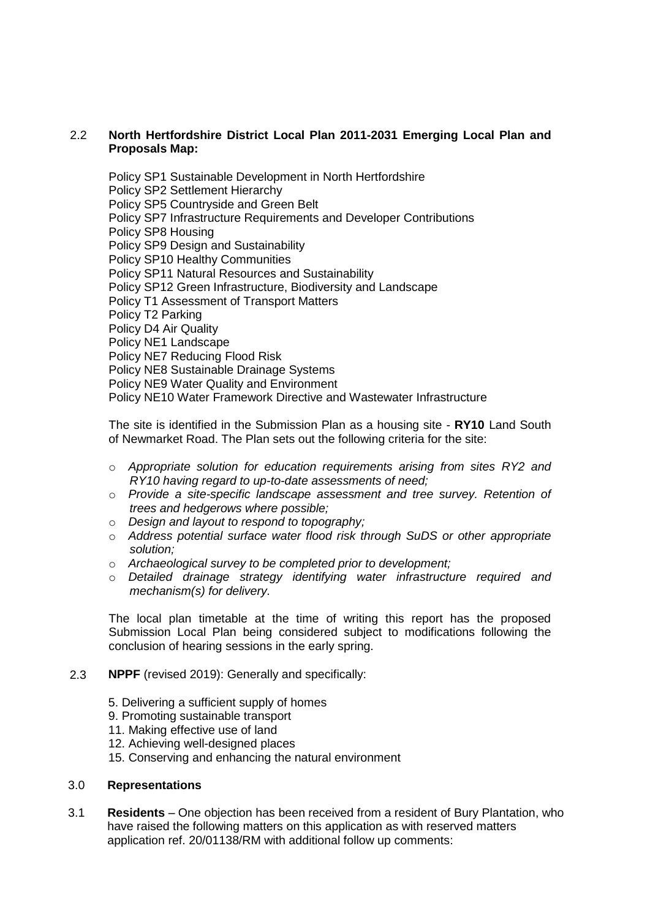2.2 **North Hertfordshire District Local Plan 2011-2031 Emerging Local Plan and Proposals Map:**

Policy SP1 Sustainable Development in North Hertfordshire
Policy SP2 Settlement Hierarchy
Policy SP5 Countryside and Green Belt
Policy SP7 Infrastructure Requirements and Developer Contributions
Policy SP8 Housing
Policy SP9 Design and Sustainability
Policy SP10 Healthy Communities
Policy SP11 Natural Resources and Sustainability
Policy SP12 Green Infrastructure, Biodiversity and Landscape
Policy T1 Assessment of Transport Matters
Policy T2 Parking
Policy D4 Air Quality
Policy NE1 Landscape
Policy NE7 Reducing Flood Risk
Policy NE8 Sustainable Drainage Systems
Policy NE9 Water Quality and Environment
Policy NE10 Water Framework Directive and Wastewater Infrastructure

The site is identified in the Submission Plan as a housing site - **RY10** Land South of Newmarket Road. The Plan sets out the following criteria for the site:

- *Appropriate solution for education requirements arising from sites RY2 and RY10 having regard to up-to-date assessments of need;*
- *Provide a site-specific landscape assessment and tree survey. Retention of trees and hedgerows where possible;*
- *Design and layout to respond to topography;*
- *Address potential surface water flood risk through SuDS or other appropriate solution;*
- *Archaeological survey to be completed prior to development;*
- *Detailed drainage strategy identifying water infrastructure required and mechanism(s) for delivery.*

The local plan timetable at the time of writing this report has the proposed Submission Local Plan being considered subject to modifications following the conclusion of hearing sessions in the early spring.

2.3 **NPPF** (revised 2019): Generally and specifically:

5. Delivering a sufficient supply of homes
9. Promoting sustainable transport
11. Making effective use of land
12. Achieving well-designed places
15. Conserving and enhancing the natural environment

## 3.0 Representations

3.1 **Residents** – One objection has been received from a resident of Bury Plantation, who have raised the following matters on this application as with reserved matters application ref. 20/01138/RM with additional follow up comments: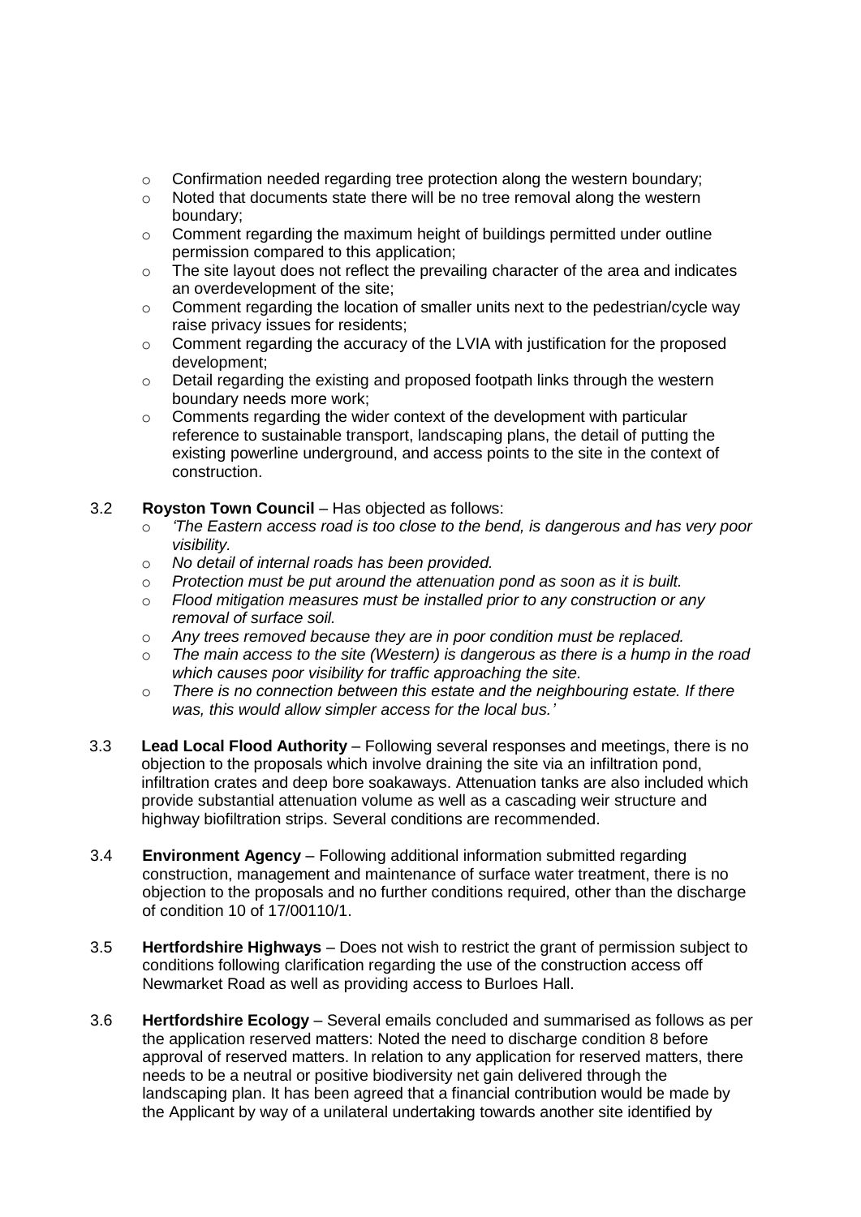- Confirmation needed regarding tree protection along the western boundary;
- Noted that documents state there will be no tree removal along the western boundary;
- Comment regarding the maximum height of buildings permitted under outline permission compared to this application;
- The site layout does not reflect the prevailing character of the area and indicates an overdevelopment of the site;
- Comment regarding the location of smaller units next to the pedestrian/cycle way raise privacy issues for residents;
- Comment regarding the accuracy of the LVIA with justification for the proposed development;
- Detail regarding the existing and proposed footpath links through the western boundary needs more work;
- Comments regarding the wider context of the development with particular reference to sustainable transport, landscaping plans, the detail of putting the existing powerline underground, and access points to the site in the context of construction.

3.2 **Royston Town Council** – Has objected as follows:

- *'The Eastern access road is too close to the bend, is dangerous and has very poor visibility.*
- *No detail of internal roads has been provided.*
- *Protection must be put around the attenuation pond as soon as it is built.*
- *Flood mitigation measures must be installed prior to any construction or any removal of surface soil.*
- *Any trees removed because they are in poor condition must be replaced.*
- *The main access to the site (Western) is dangerous as there is a hump in the road which causes poor visibility for traffic approaching the site.*
- *There is no connection between this estate and the neighbouring estate. If there was, this would allow simpler access for the local bus.'*

3.3 **Lead Local Flood Authority** – Following several responses and meetings, there is no objection to the proposals which involve draining the site via an infiltration pond, infiltration crates and deep bore soakaways. Attenuation tanks are also included which provide substantial attenuation volume as well as a cascading weir structure and highway biofiltration strips. Several conditions are recommended.

3.4 **Environment Agency** – Following additional information submitted regarding construction, management and maintenance of surface water treatment, there is no objection to the proposals and no further conditions required, other than the discharge of condition 10 of 17/00110/1.

3.5 **Hertfordshire Highways** – Does not wish to restrict the grant of permission subject to conditions following clarification regarding the use of the construction access off Newmarket Road as well as providing access to Burloes Hall.

3.6 **Hertfordshire Ecology** – Several emails concluded and summarised as follows as per the application reserved matters: Noted the need to discharge condition 8 before approval of reserved matters. In relation to any application for reserved matters, there needs to be a neutral or positive biodiversity net gain delivered through the landscaping plan. It has been agreed that a financial contribution would be made by the Applicant by way of a unilateral undertaking towards another site identified by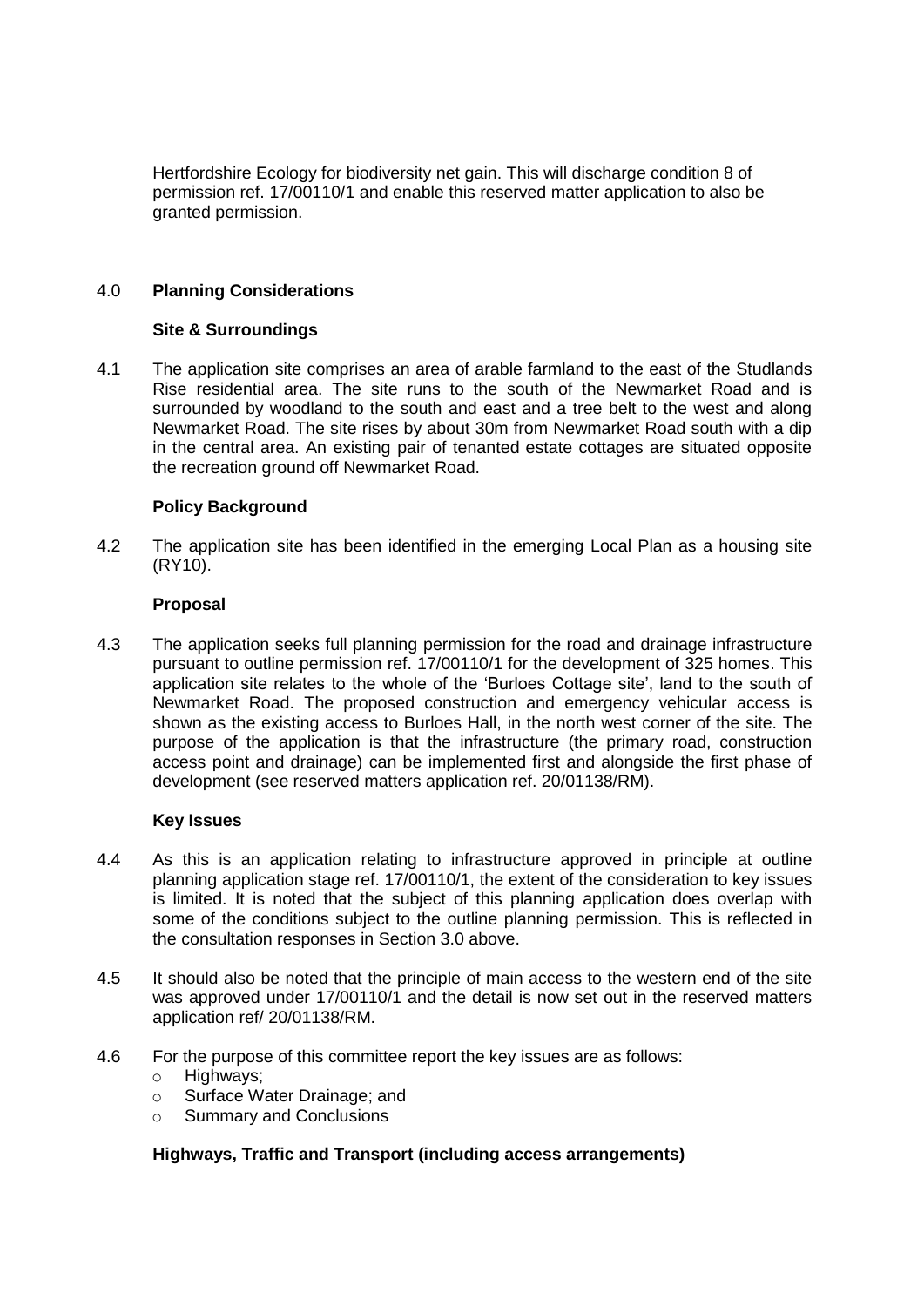Hertfordshire Ecology for biodiversity net gain. This will discharge condition 8 of permission ref. 17/00110/1 and enable this reserved matter application to also be granted permission.

## 4.0 **Planning Considerations**

### Site & Surroundings

4.1 The application site comprises an area of arable farmland to the east of the Studlands Rise residential area. The site runs to the south of the Newmarket Road and is surrounded by woodland to the south and east and a tree belt to the west and along Newmarket Road. The site rises by about 30m from Newmarket Road south with a dip in the central area. An existing pair of tenanted estate cottages are situated opposite the recreation ground off Newmarket Road.

### Policy Background

4.2 The application site has been identified in the emerging Local Plan as a housing site (RY10).

### Proposal

4.3 The application seeks full planning permission for the road and drainage infrastructure pursuant to outline permission ref. 17/00110/1 for the development of 325 homes. This application site relates to the whole of the 'Burloes Cottage site', land to the south of Newmarket Road. The proposed construction and emergency vehicular access is shown as the existing access to Burloes Hall, in the north west corner of the site. The purpose of the application is that the infrastructure (the primary road, construction access point and drainage) can be implemented first and alongside the first phase of development (see reserved matters application ref. 20/01138/RM).

### Key Issues

4.4 As this is an application relating to infrastructure approved in principle at outline planning application stage ref. 17/00110/1, the extent of the consideration to key issues is limited. It is noted that the subject of this planning application does overlap with some of the conditions subject to the outline planning permission. This is reflected in the consultation responses in Section 3.0 above.

4.5 It should also be noted that the principle of main access to the western end of the site was approved under 17/00110/1 and the detail is now set out in the reserved matters application ref/ 20/01138/RM.

4.6 For the purpose of this committee report the key issues are as follows:

- Highways;
- Surface Water Drainage; and
- Summary and Conclusions

### Highways, Traffic and Transport (including access arrangements)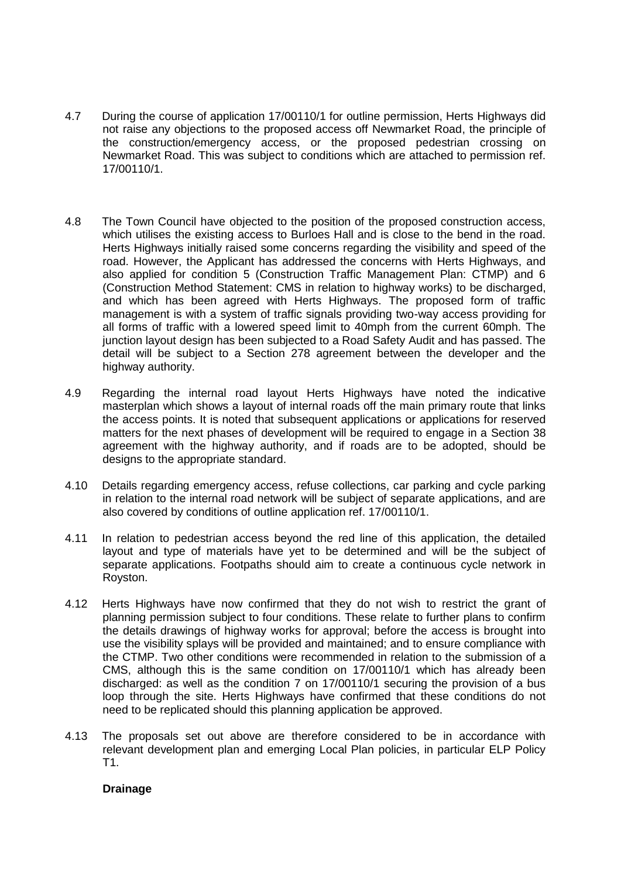4.7 During the course of application 17/00110/1 for outline permission, Herts Highways did not raise any objections to the proposed access off Newmarket Road, the principle of the construction/emergency access, or the proposed pedestrian crossing on Newmarket Road. This was subject to conditions which are attached to permission ref. 17/00110/1.

4.8 The Town Council have objected to the position of the proposed construction access, which utilises the existing access to Burloes Hall and is close to the bend in the road. Herts Highways initially raised some concerns regarding the visibility and speed of the road. However, the Applicant has addressed the concerns with Herts Highways, and also applied for condition 5 (Construction Traffic Management Plan: CTMP) and 6 (Construction Method Statement: CMS in relation to highway works) to be discharged, and which has been agreed with Herts Highways. The proposed form of traffic management is with a system of traffic signals providing two-way access providing for all forms of traffic with a lowered speed limit to 40mph from the current 60mph. The junction layout design has been subjected to a Road Safety Audit and has passed. The detail will be subject to a Section 278 agreement between the developer and the highway authority.

4.9 Regarding the internal road layout Herts Highways have noted the indicative masterplan which shows a layout of internal roads off the main primary route that links the access points. It is noted that subsequent applications or applications for reserved matters for the next phases of development will be required to engage in a Section 38 agreement with the highway authority, and if roads are to be adopted, should be designs to the appropriate standard.

4.10 Details regarding emergency access, refuse collections, car parking and cycle parking in relation to the internal road network will be subject of separate applications, and are also covered by conditions of outline application ref. 17/00110/1.

4.11 In relation to pedestrian access beyond the red line of this application, the detailed layout and type of materials have yet to be determined and will be the subject of separate applications. Footpaths should aim to create a continuous cycle network in Royston.

4.12 Herts Highways have now confirmed that they do not wish to restrict the grant of planning permission subject to four conditions. These relate to further plans to confirm the details drawings of highway works for approval; before the access is brought into use the visibility splays will be provided and maintained; and to ensure compliance with the CTMP. Two other conditions were recommended in relation to the submission of a CMS, although this is the same condition on 17/00110/1 which has already been discharged: as well as the condition 7 on 17/00110/1 securing the provision of a bus loop through the site. Herts Highways have confirmed that these conditions do not need to be replicated should this planning application be approved.

4.13 The proposals set out above are therefore considered to be in accordance with relevant development plan and emerging Local Plan policies, in particular ELP Policy T1.

**Drainage**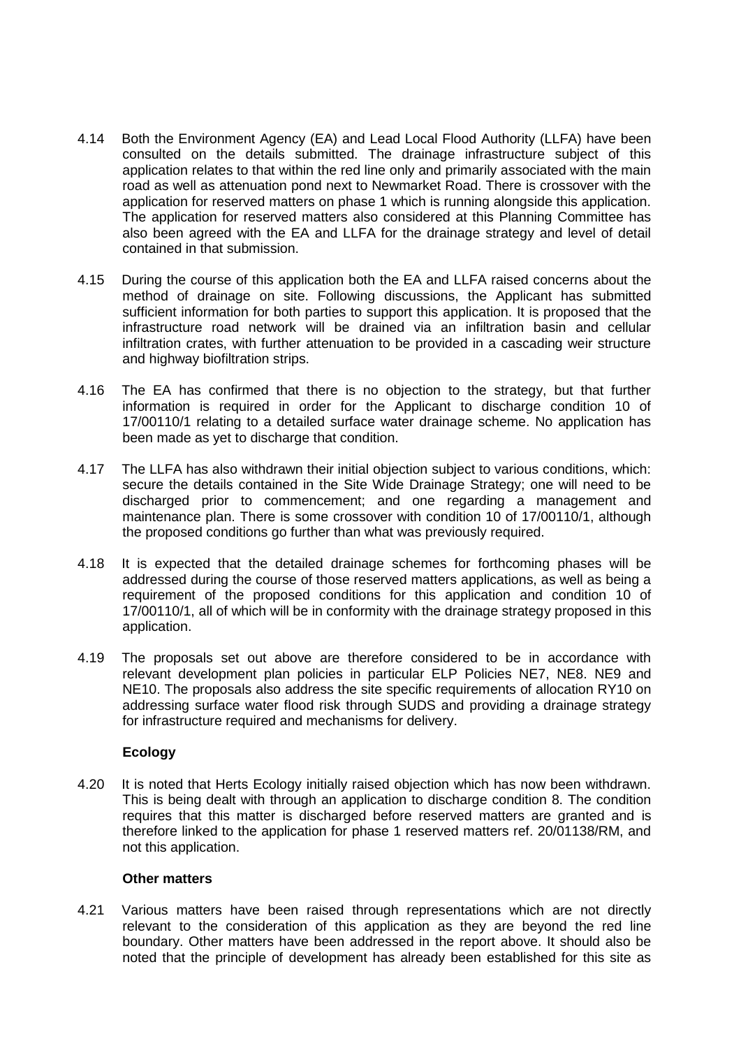4.14 Both the Environment Agency (EA) and Lead Local Flood Authority (LLFA) have been consulted on the details submitted. The drainage infrastructure subject of this application relates to that within the red line only and primarily associated with the main road as well as attenuation pond next to Newmarket Road. There is crossover with the application for reserved matters on phase 1 which is running alongside this application. The application for reserved matters also considered at this Planning Committee has also been agreed with the EA and LLFA for the drainage strategy and level of detail contained in that submission.

4.15 During the course of this application both the EA and LLFA raised concerns about the method of drainage on site. Following discussions, the Applicant has submitted sufficient information for both parties to support this application. It is proposed that the infrastructure road network will be drained via an infiltration basin and cellular infiltration crates, with further attenuation to be provided in a cascading weir structure and highway biofiltration strips.

4.16 The EA has confirmed that there is no objection to the strategy, but that further information is required in order for the Applicant to discharge condition 10 of 17/00110/1 relating to a detailed surface water drainage scheme. No application has been made as yet to discharge that condition.

4.17 The LLFA has also withdrawn their initial objection subject to various conditions, which: secure the details contained in the Site Wide Drainage Strategy; one will need to be discharged prior to commencement; and one regarding a management and maintenance plan. There is some crossover with condition 10 of 17/00110/1, although the proposed conditions go further than what was previously required.

4.18 It is expected that the detailed drainage schemes for forthcoming phases will be addressed during the course of those reserved matters applications, as well as being a requirement of the proposed conditions for this application and condition 10 of 17/00110/1, all of which will be in conformity with the drainage strategy proposed in this application.

4.19 The proposals set out above are therefore considered to be in accordance with relevant development plan policies in particular ELP Policies NE7, NE8. NE9 and NE10. The proposals also address the site specific requirements of allocation RY10 on addressing surface water flood risk through SUDS and providing a drainage strategy for infrastructure required and mechanisms for delivery.

**Ecology**

4.20 It is noted that Herts Ecology initially raised objection which has now been withdrawn. This is being dealt with through an application to discharge condition 8. The condition requires that this matter is discharged before reserved matters are granted and is therefore linked to the application for phase 1 reserved matters ref. 20/01138/RM, and not this application.

**Other matters**

4.21 Various matters have been raised through representations which are not directly relevant to the consideration of this application as they are beyond the red line boundary. Other matters have been addressed in the report above. It should also be noted that the principle of development has already been established for this site as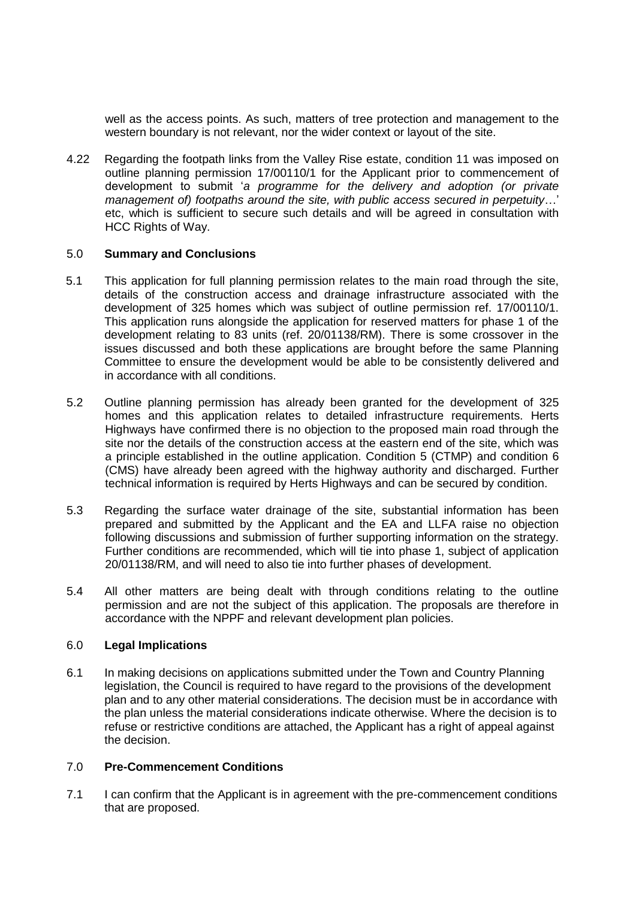well as the access points. As such, matters of tree protection and management to the western boundary is not relevant, nor the wider context or layout of the site.

4.22 Regarding the footpath links from the Valley Rise estate, condition 11 was imposed on outline planning permission 17/00110/1 for the Applicant prior to commencement of development to submit '*a programme for the delivery and adoption (or private management of) footpaths around the site, with public access secured in perpetuity*…' etc, which is sufficient to secure such details and will be agreed in consultation with HCC Rights of Way.

## 5.0 **Summary and Conclusions**

5.1 This application for full planning permission relates to the main road through the site, details of the construction access and drainage infrastructure associated with the development of 325 homes which was subject of outline permission ref. 17/00110/1. This application runs alongside the application for reserved matters for phase 1 of the development relating to 83 units (ref. 20/01138/RM). There is some crossover in the issues discussed and both these applications are brought before the same Planning Committee to ensure the development would be able to be consistently delivered and in accordance with all conditions.

5.2 Outline planning permission has already been granted for the development of 325 homes and this application relates to detailed infrastructure requirements. Herts Highways have confirmed there is no objection to the proposed main road through the site nor the details of the construction access at the eastern end of the site, which was a principle established in the outline application. Condition 5 (CTMP) and condition 6 (CMS) have already been agreed with the highway authority and discharged. Further technical information is required by Herts Highways and can be secured by condition.

5.3 Regarding the surface water drainage of the site, substantial information has been prepared and submitted by the Applicant and the EA and LLFA raise no objection following discussions and submission of further supporting information on the strategy. Further conditions are recommended, which will tie into phase 1, subject of application 20/01138/RM, and will need to also tie into further phases of development.

5.4 All other matters are being dealt with through conditions relating to the outline permission and are not the subject of this application. The proposals are therefore in accordance with the NPPF and relevant development plan policies.

## 6.0 **Legal Implications**

6.1 In making decisions on applications submitted under the Town and Country Planning legislation, the Council is required to have regard to the provisions of the development plan and to any other material considerations. The decision must be in accordance with the plan unless the material considerations indicate otherwise. Where the decision is to refuse or restrictive conditions are attached, the Applicant has a right of appeal against the decision.

## 7.0 **Pre-Commencement Conditions**

7.1 I can confirm that the Applicant is in agreement with the pre-commencement conditions that are proposed.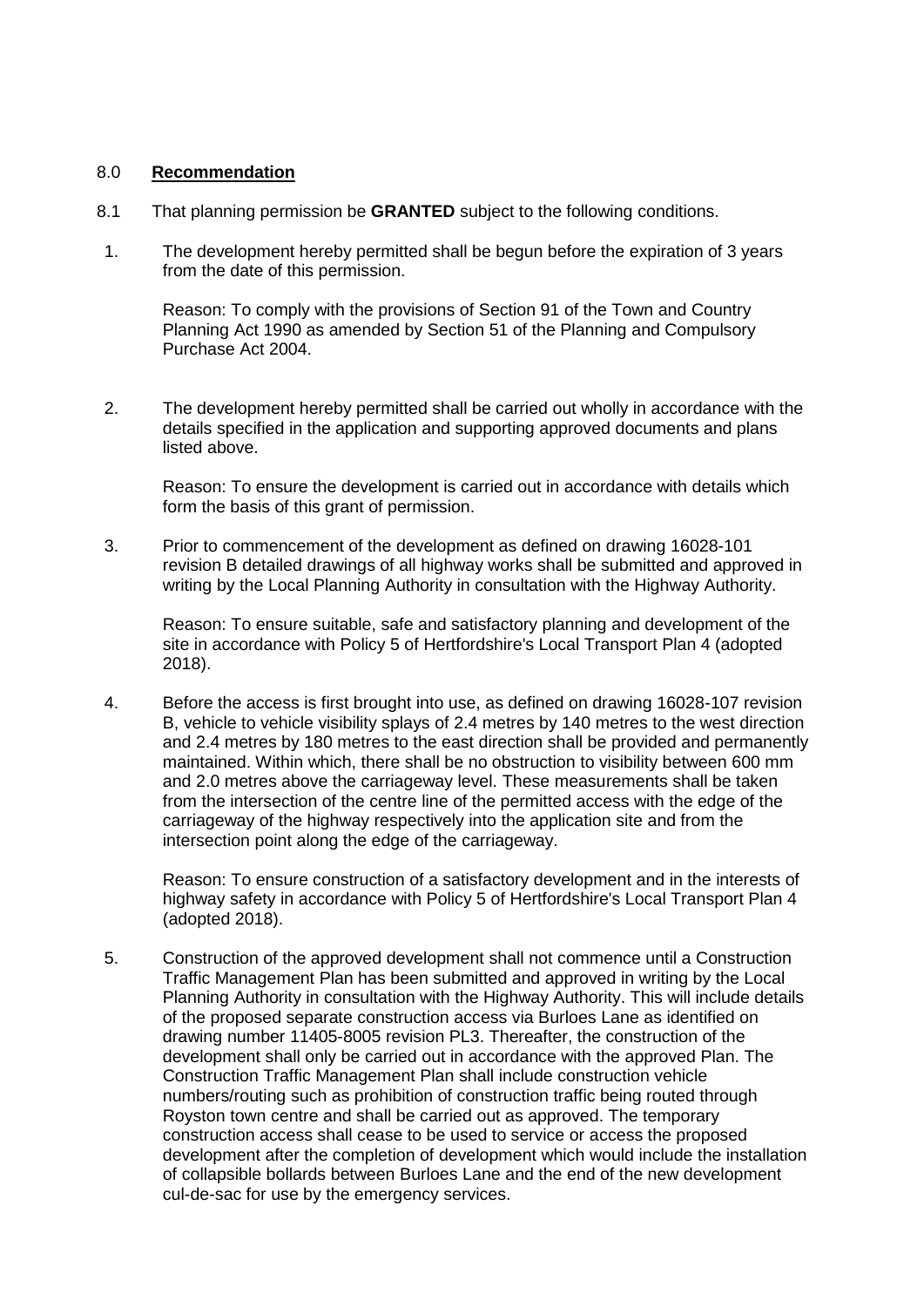## 8.0 **Recommendation**

8.1 That planning permission be **GRANTED** subject to the following conditions.

1. The development hereby permitted shall be begun before the expiration of 3 years from the date of this permission.

   Reason: To comply with the provisions of Section 91 of the Town and Country Planning Act 1990 as amended by Section 51 of the Planning and Compulsory Purchase Act 2004.

2. The development hereby permitted shall be carried out wholly in accordance with the details specified in the application and supporting approved documents and plans listed above.

   Reason: To ensure the development is carried out in accordance with details which form the basis of this grant of permission.

3. Prior to commencement of the development as defined on drawing 16028-101 revision B detailed drawings of all highway works shall be submitted and approved in writing by the Local Planning Authority in consultation with the Highway Authority.

   Reason: To ensure suitable, safe and satisfactory planning and development of the site in accordance with Policy 5 of Hertfordshire's Local Transport Plan 4 (adopted 2018).

4. Before the access is first brought into use, as defined on drawing 16028-107 revision B, vehicle to vehicle visibility splays of 2.4 metres by 140 metres to the west direction and 2.4 metres by 180 metres to the east direction shall be provided and permanently maintained. Within which, there shall be no obstruction to visibility between 600 mm and 2.0 metres above the carriageway level. These measurements shall be taken from the intersection of the centre line of the permitted access with the edge of the carriageway of the highway respectively into the application site and from the intersection point along the edge of the carriageway.

   Reason: To ensure construction of a satisfactory development and in the interests of highway safety in accordance with Policy 5 of Hertfordshire's Local Transport Plan 4 (adopted 2018).

5. Construction of the approved development shall not commence until a Construction Traffic Management Plan has been submitted and approved in writing by the Local Planning Authority in consultation with the Highway Authority. This will include details of the proposed separate construction access via Burloes Lane as identified on drawing number 11405-8005 revision PL3. Thereafter, the construction of the development shall only be carried out in accordance with the approved Plan. The Construction Traffic Management Plan shall include construction vehicle numbers/routing such as prohibition of construction traffic being routed through Royston town centre and shall be carried out as approved. The temporary construction access shall cease to be used to service or access the proposed development after the completion of development which would include the installation of collapsible bollards between Burloes Lane and the end of the new development cul-de-sac for use by the emergency services.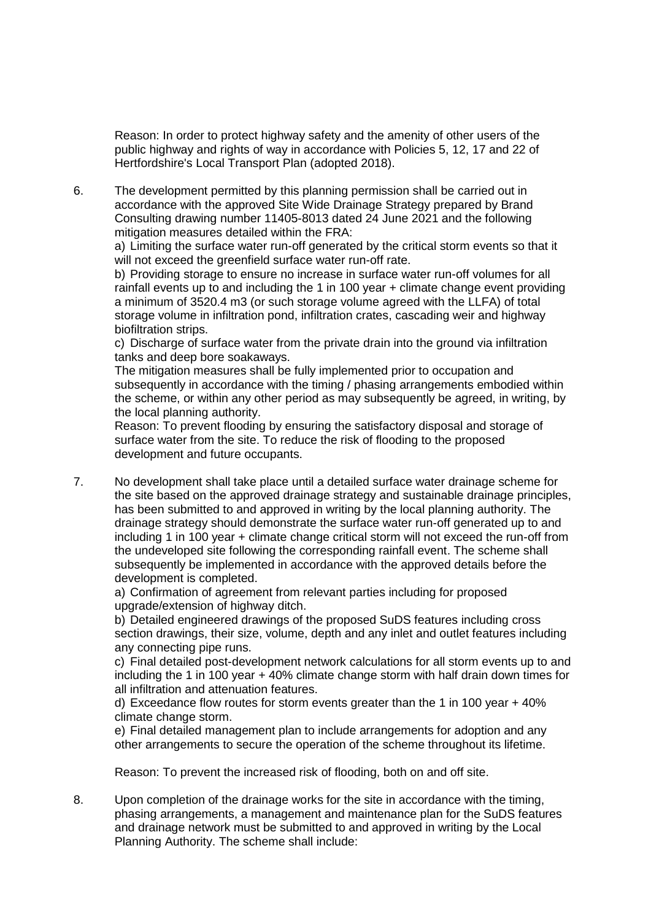Reason: In order to protect highway safety and the amenity of other users of the public highway and rights of way in accordance with Policies 5, 12, 17 and 22 of Hertfordshire's Local Transport Plan (adopted 2018).

6. The development permitted by this planning permission shall be carried out in accordance with the approved Site Wide Drainage Strategy prepared by Brand Consulting drawing number 11405-8013 dated 24 June 2021 and the following mitigation measures detailed within the FRA:

   a) Limiting the surface water run-off generated by the critical storm events so that it will not exceed the greenfield surface water run-off rate.

   b) Providing storage to ensure no increase in surface water run-off volumes for all rainfall events up to and including the 1 in 100 year + climate change event providing a minimum of 3520.4 m3 (or such storage volume agreed with the LLFA) of total storage volume in infiltration pond, infiltration crates, cascading weir and highway biofiltration strips.

   c) Discharge of surface water from the private drain into the ground via infiltration tanks and deep bore soakaways.

   The mitigation measures shall be fully implemented prior to occupation and subsequently in accordance with the timing / phasing arrangements embodied within the scheme, or within any other period as may subsequently be agreed, in writing, by the local planning authority.

   Reason: To prevent flooding by ensuring the satisfactory disposal and storage of surface water from the site. To reduce the risk of flooding to the proposed development and future occupants.

7. No development shall take place until a detailed surface water drainage scheme for the site based on the approved drainage strategy and sustainable drainage principles, has been submitted to and approved in writing by the local planning authority. The drainage strategy should demonstrate the surface water run-off generated up to and including 1 in 100 year + climate change critical storm will not exceed the run-off from the undeveloped site following the corresponding rainfall event. The scheme shall subsequently be implemented in accordance with the approved details before the development is completed.

   a) Confirmation of agreement from relevant parties including for proposed upgrade/extension of highway ditch.

   b) Detailed engineered drawings of the proposed SuDS features including cross section drawings, their size, volume, depth and any inlet and outlet features including any connecting pipe runs.

   c) Final detailed post-development network calculations for all storm events up to and including the 1 in 100 year + 40% climate change storm with half drain down times for all infiltration and attenuation features.

   d) Exceedance flow routes for storm events greater than the 1 in 100 year + 40% climate change storm.

   e) Final detailed management plan to include arrangements for adoption and any other arrangements to secure the operation of the scheme throughout its lifetime.

   Reason: To prevent the increased risk of flooding, both on and off site.

8. Upon completion of the drainage works for the site in accordance with the timing, phasing arrangements, a management and maintenance plan for the SuDS features and drainage network must be submitted to and approved in writing by the Local Planning Authority. The scheme shall include: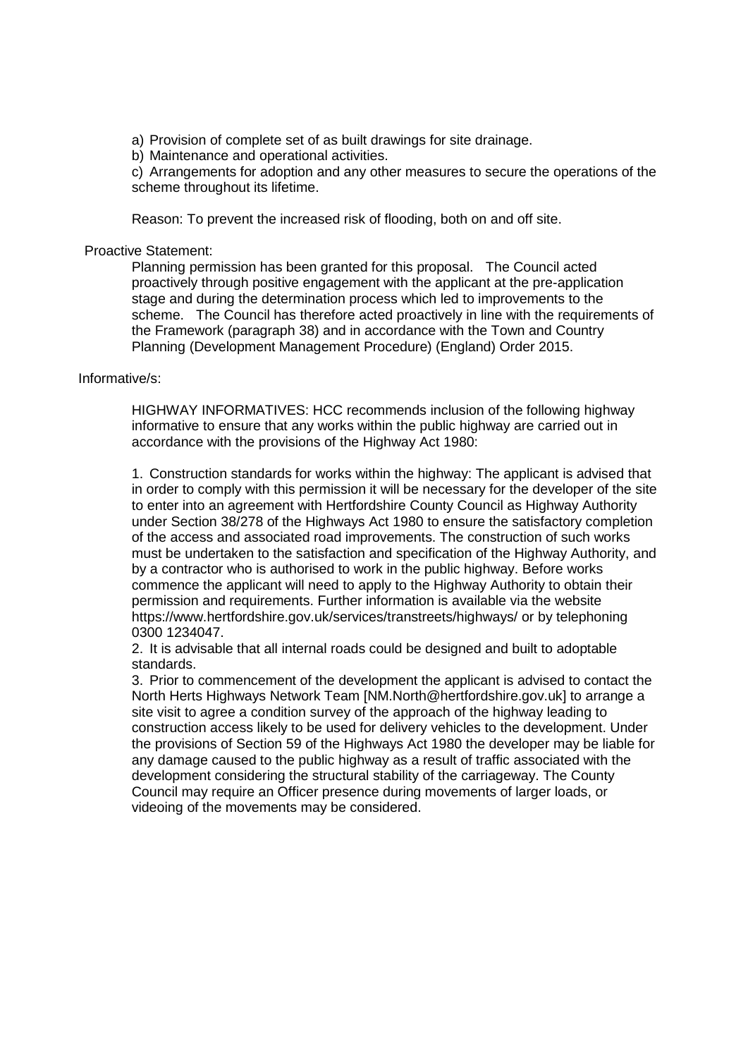a) Provision of complete set of as built drawings for site drainage.

b) Maintenance and operational activities.

c) Arrangements for adoption and any other measures to secure the operations of the scheme throughout its lifetime.

Reason: To prevent the increased risk of flooding, both on and off site.

Proactive Statement:

Planning permission has been granted for this proposal. The Council acted proactively through positive engagement with the applicant at the pre-application stage and during the determination process which led to improvements to the scheme. The Council has therefore acted proactively in line with the requirements of the Framework (paragraph 38) and in accordance with the Town and Country Planning (Development Management Procedure) (England) Order 2015.

Informative/s:

HIGHWAY INFORMATIVES: HCC recommends inclusion of the following highway informative to ensure that any works within the public highway are carried out in accordance with the provisions of the Highway Act 1980:

1. Construction standards for works within the highway: The applicant is advised that in order to comply with this permission it will be necessary for the developer of the site to enter into an agreement with Hertfordshire County Council as Highway Authority under Section 38/278 of the Highways Act 1980 to ensure the satisfactory completion of the access and associated road improvements. The construction of such works must be undertaken to the satisfaction and specification of the Highway Authority, and by a contractor who is authorised to work in the public highway. Before works commence the applicant will need to apply to the Highway Authority to obtain their permission and requirements. Further information is available via the website https://www.hertfordshire.gov.uk/services/transtreets/highways/ or by telephoning 0300 1234047.
2. It is advisable that all internal roads could be designed and built to adoptable standards.
3. Prior to commencement of the development the applicant is advised to contact the North Herts Highways Network Team [NM.North@hertfordshire.gov.uk] to arrange a site visit to agree a condition survey of the approach of the highway leading to construction access likely to be used for delivery vehicles to the development. Under the provisions of Section 59 of the Highways Act 1980 the developer may be liable for any damage caused to the public highway as a result of traffic associated with the development considering the structural stability of the carriageway. The County Council may require an Officer presence during movements of larger loads, or videoing of the movements may be considered.